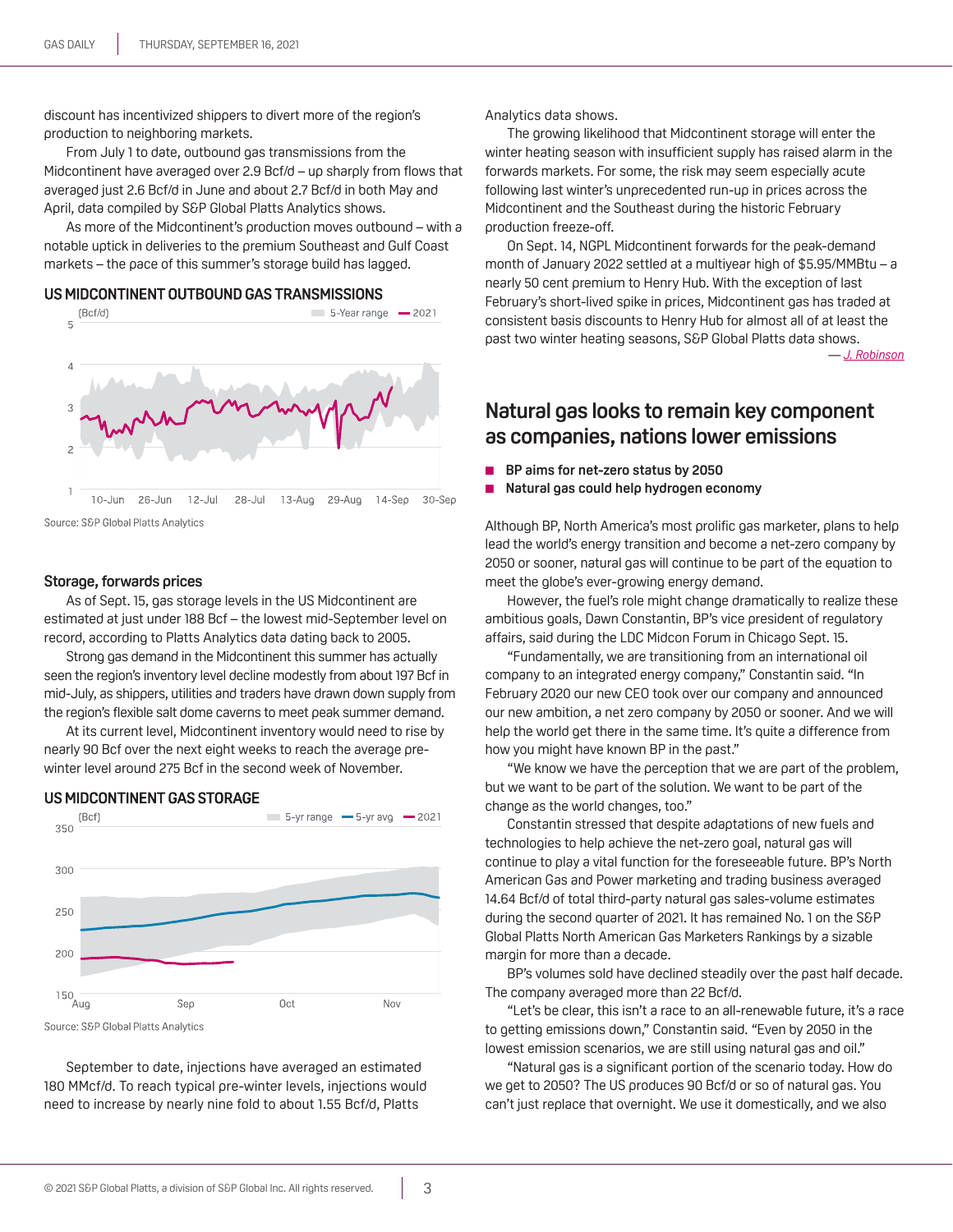discount has incentivized shippers to divert more of the region's production to neighboring markets.

From July 1 to date, outbound gas transmissions from the Midcontinent have averaged over 2.9 Bcf/d – up sharply from flows that averaged just 2.6 Bcf/d in June and about 2.7 Bcf/d in both May and April, data compiled by S&P Global Platts Analytics shows.

As more of the Midcontinent's production moves outbound – with a notable uptick in deliveries to the premium Southeast and Gulf Coast markets – the pace of this summer's storage build has lagged.

**US MIDCONTINENT OUTBOUND GAS TRANSMISSIONS**

Source: S&P Global Platts Analytics

### Storage, forwards prices

As of Sept. 15, gas storage levels in the US Midcontinent are estimated at just under 188 Bcf – the lowest mid-September level on record, according to Platts Analytics data dating back to 2005.

Strong gas demand in the Midcontinent this summer has actually seen the region's inventory level decline modestly from about 197 Bcf in mid-July, as shippers, utilities and traders have drawn down supply from the region's flexible salt dome caverns to meet peak summer demand.

At its current level, Midcontinent inventory would need to rise by nearly 90 Bcf over the next eight weeks to reach the average pre-winter level around 275 Bcf in the second week of November.

**US MIDCONTINENT GAS STORAGE**

Source: S&P Global Platts Analytics

September to date, injections have averaged an estimated 180 MMcf/d. To reach typical pre-winter levels, injections would need to increase by nearly nine fold to about 1.55 Bcf/d, Platts Analytics data shows.

The growing likelihood that Midcontinent storage will enter the winter heating season with insufficient supply has raised alarm in the forwards markets. For some, the risk may seem especially acute following last winter's unprecedented run-up in prices across the Midcontinent and the Southeast during the historic February production freeze-off.

On Sept. 14, NGPL Midcontinent forwards for the peak-demand month of January 2022 settled at a multiyear high of $5.95/MMBtu – a nearly 50 cent premium to Henry Hub. With the exception of last February's short-lived spike in prices, Midcontinent gas has traded at consistent basis discounts to Henry Hub for almost all of at least the past two winter heating seasons, S&P Global Platts data shows.

— J. Robinson

## Natural gas looks to remain key component as companies, nations lower emissions

- **BP aims for net-zero status by 2050**
- **Natural gas could help hydrogen economy**

Although BP, North America's most prolific gas marketer, plans to help lead the world's energy transition and become a net-zero company by 2050 or sooner, natural gas will continue to be part of the equation to meet the globe's ever-growing energy demand.

However, the fuel's role might change dramatically to realize these ambitious goals, Dawn Constantin, BP's vice president of regulatory affairs, said during the LDC Midcon Forum in Chicago Sept. 15.

"Fundamentally, we are transitioning from an international oil company to an integrated energy company," Constantin said. "In February 2020 our new CEO took over our company and announced our new ambition, a net zero company by 2050 or sooner. And we will help the world get there in the same time. It's quite a difference from how you might have known BP in the past."

"We know we have the perception that we are part of the problem, but we want to be part of the solution. We want to be part of the change as the world changes, too."

Constantin stressed that despite adaptations of new fuels and technologies to help achieve the net-zero goal, natural gas will continue to play a vital function for the foreseeable future. BP's North American Gas and Power marketing and trading business averaged 14.64 Bcf/d of total third-party natural gas sales-volume estimates during the second quarter of 2021. It has remained No. 1 on the S&P Global Platts North American Gas Marketers Rankings by a sizable margin for more than a decade.

BP's volumes sold have declined steadily over the past half decade. The company averaged more than 22 Bcf/d.

"Let's be clear, this isn't a race to an all-renewable future, it's a race to getting emissions down," Constantin said. "Even by 2050 in the lowest emission scenarios, we are still using natural gas and oil."

"Natural gas is a significant portion of the scenario today. How do we get to 2050? The US produces 90 Bcf/d or so of natural gas. You can't just replace that overnight. We use it domestically, and we also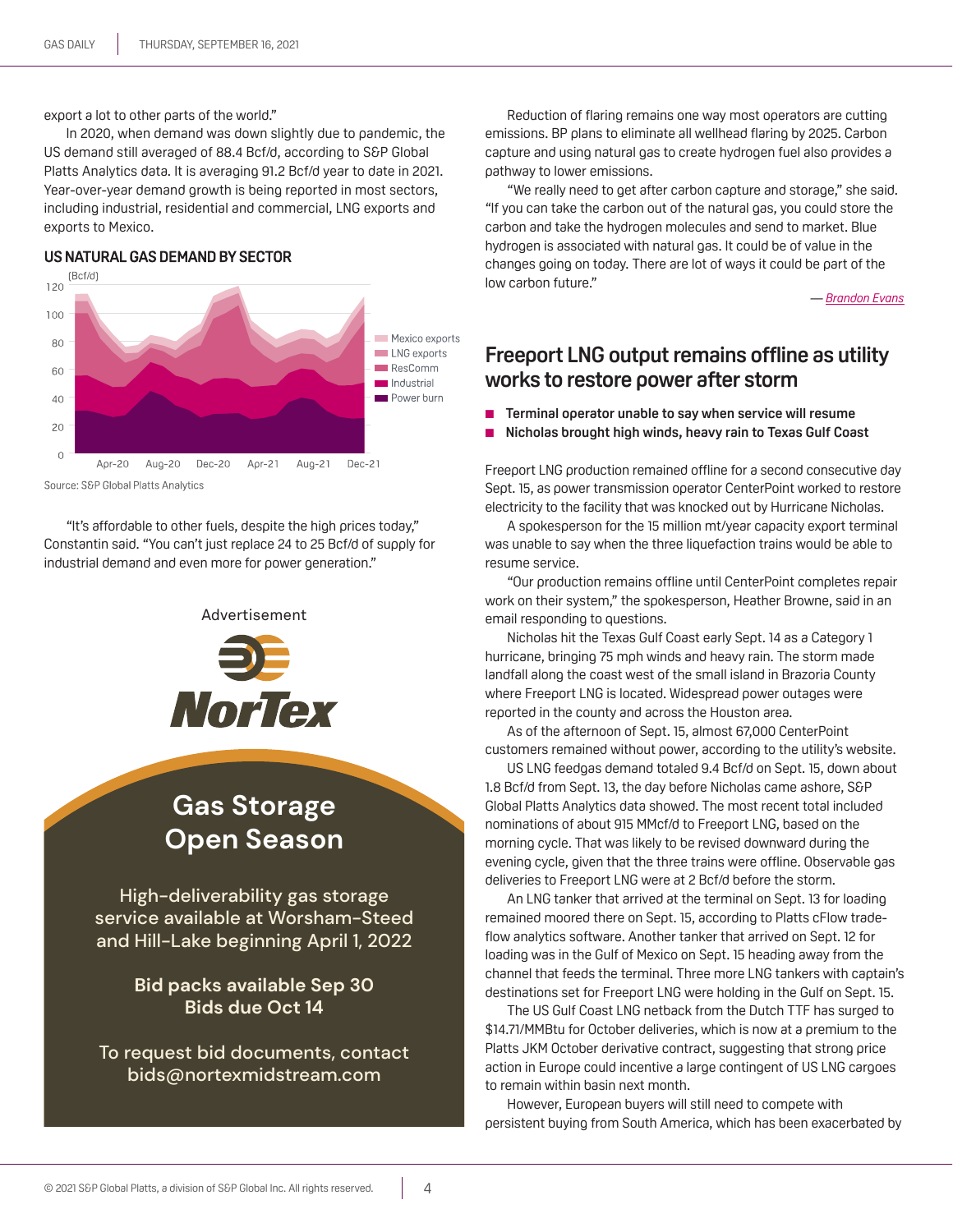export a lot to other parts of the world."

In 2020, when demand was down slightly due to pandemic, the US demand still averaged of 88.4 Bcf/d, according to S&P Global Platts Analytics data. It is averaging 91.2 Bcf/d year to date in 2021. Year-over-year demand growth is being reported in most sectors, including industrial, residential and commercial, LNG exports and exports to Mexico.

**US NATURAL GAS DEMAND BY SECTOR**

(Bcf/d)

120
100
80
60
40
20
0

Apr-20 Aug-20 Dec-20 Apr-21 Aug-21 Dec-21

Mexico exports
LNG exports
ResComm
Industrial
Power burn

Source: S&P Global Platts Analytics

"It's affordable to other fuels, despite the high prices today," Constantin said. "You can't just replace 24 to 25 Bcf/d of supply for industrial demand and even more for power generation."

Advertisement

NorTex

Gas Storage Open Season

High-deliverability gas storage service available at Worsham-Steed and Hill-Lake beginning April 1, 2022

Bid packs available Sep 30
Bids due Oct 14

To request bid documents, contact bids@nortexmidstream.com

Reduction of flaring remains one way most operators are cutting emissions. BP plans to eliminate all wellhead flaring by 2025. Carbon capture and using natural gas to create hydrogen fuel also provides a pathway to lower emissions.

"We really need to get after carbon capture and storage," she said. "If you can take the carbon out of the natural gas, you could store the carbon and take the hydrogen molecules and send to market. Blue hydrogen is associated with natural gas. It could be of value in the changes going on today. There are lot of ways it could be part of the low carbon future."

*— Brandon Evans*

## Freeport LNG output remains offline as utility works to restore power after storm

- **Terminal operator unable to say when service will resume**
- **Nicholas brought high winds, heavy rain to Texas Gulf Coast**

Freeport LNG production remained offline for a second consecutive day Sept. 15, as power transmission operator CenterPoint worked to restore electricity to the facility that was knocked out by Hurricane Nicholas.

A spokesperson for the 15 million mt/year capacity export terminal was unable to say when the three liquefaction trains would be able to resume service.

"Our production remains offline until CenterPoint completes repair work on their system," the spokesperson, Heather Browne, said in an email responding to questions.

Nicholas hit the Texas Gulf Coast early Sept. 14 as a Category 1 hurricane, bringing 75 mph winds and heavy rain. The storm made landfall along the coast west of the small island in Brazoria County where Freeport LNG is located. Widespread power outages were reported in the county and across the Houston area.

As of the afternoon of Sept. 15, almost 67,000 CenterPoint customers remained without power, according to the utility's website.

US LNG feedgas demand totaled 9.4 Bcf/d on Sept. 15, down about 1.8 Bcf/d from Sept. 13, the day before Nicholas came ashore, S&P Global Platts Analytics data showed. The most recent total included nominations of about 915 MMcf/d to Freeport LNG, based on the morning cycle. That was likely to be revised downward during the evening cycle, given that the three trains were offline. Observable gas deliveries to Freeport LNG were at 2 Bcf/d before the storm.

An LNG tanker that arrived at the terminal on Sept. 13 for loading remained moored there on Sept. 15, according to Platts cFlow trade-flow analytics software. Another tanker that arrived on Sept. 12 for loading was in the Gulf of Mexico on Sept. 15 heading away from the channel that feeds the terminal. Three more LNG tankers with captain's destinations set for Freeport LNG were holding in the Gulf on Sept. 15.

The US Gulf Coast LNG netback from the Dutch TTF has surged to $14.71/MMBtu for October deliveries, which is now at a premium to the Platts JKM October derivative contract, suggesting that strong price action in Europe could incentive a large contingent of US LNG cargoes to remain within basin next month.

However, European buyers will still need to compete with persistent buying from South America, which has been exacerbated by